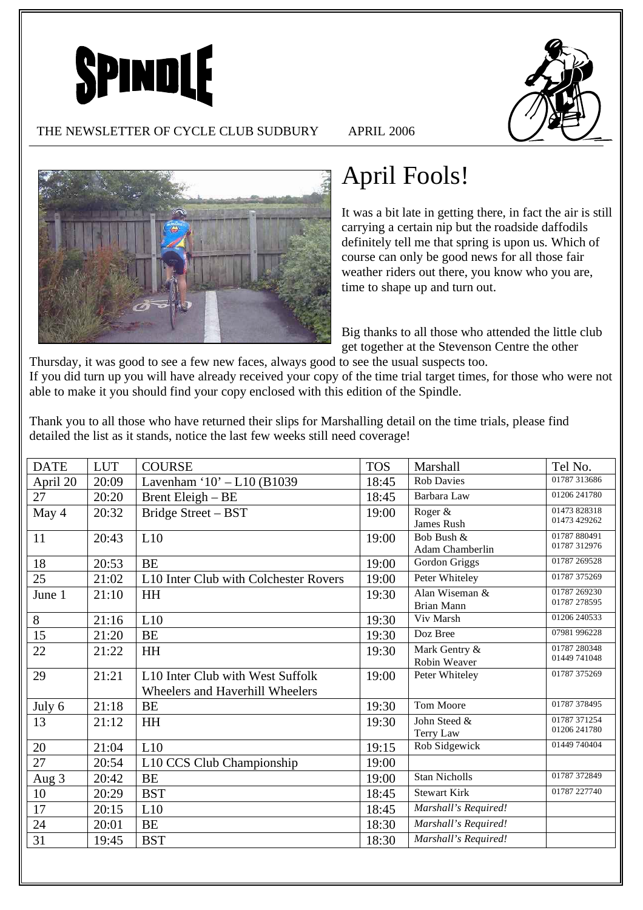# SPINDLE

THE NEWSLETTER OF CYCLE CLUB SUDBURY APRIL 2006

## April Fools!

It was a bit late in getting there, in fact the air is still carrying a certain nip but the roadside daffodils definitely tell me that spring is upon us. Which of course can only be good news for all those fair weather riders out there, you know who you are, time to shape up and turn out.

Big thanks to all those who attended the little club get together at the Stevenson Centre the other Thursday, it was good to see a few new faces, always good to see the usual suspects too.

If you did turn up you will have already received your copy of the time trial target times, for those who were not able to make it you should find your copy enclosed with this edition of the Spindle.

Thank you to all those who have returned their slips for Marshalling detail on the time trials, please find detailed the list as it stands, notice the last few weeks still need coverage!

| DATE | LUT | COURSE | TOS | Marshall | Tel No. |
|---|---|---|---|---|---|
| April 20 | 20:09 | Lavenham '10' – L10 (B1039 | 18:45 | Rob Davies | 01787 313686 |
| 27 | 20:20 | Brent Eleigh – BE | 18:45 | Barbara Law | 01206 241780 |
| May 4 | 20:32 | Bridge Street – BST | 19:00 | Roger & James Rush | 01473 828318 01473 429262 |
| 11 | 20:43 | L10 | 19:00 | Bob Bush & Adam Chamberlin | 01787 880491 01787 312976 |
| 18 | 20:53 | BE | 19:00 | Gordon Griggs | 01787 269528 |
| 25 | 21:02 | L10 Inter Club with Colchester Rovers | 19:00 | Peter Whiteley | 01787 375269 |
| June 1 | 21:10 | HH | 19:30 | Alan Wiseman & Brian Mann | 01787 269230 01787 278595 |
| 8 | 21:16 | L10 | 19:30 | Viv Marsh | 01206 240533 |
| 15 | 21:20 | BE | 19:30 | Doz Bree | 07981 996228 |
| 22 | 21:22 | HH | 19:30 | Mark Gentry & Robin Weaver | 01787 280348 01449 741048 |
| 29 | 21:21 | L10 Inter Club with West Suffolk Wheelers and Haverhill Wheelers | 19:00 | Peter Whiteley | 01787 375269 |
| July 6 | 21:18 | BE | 19:30 | Tom Moore | 01787 378495 |
| 13 | 21:12 | HH | 19:30 | John Steed & Terry Law | 01787 371254 01206 241780 |
| 20 | 21:04 | L10 | 19:15 | Rob Sidgewick | 01449 740404 |
| 27 | 20:54 | L10 CCS Club Championship | 19:00 | | |
| Aug 3 | 20:42 | BE | 19:00 | Stan Nicholls | 01787 372849 |
| 10 | 20:29 | BST | 18:45 | Stewart Kirk | 01787 227740 |
| 17 | 20:15 | L10 | 18:45 | *Marshall's Required!* | |
| 24 | 20:01 | BE | 18:30 | *Marshall's Required!* | |
| 31 | 19:45 | BST | 18:30 | *Marshall's Required!* | |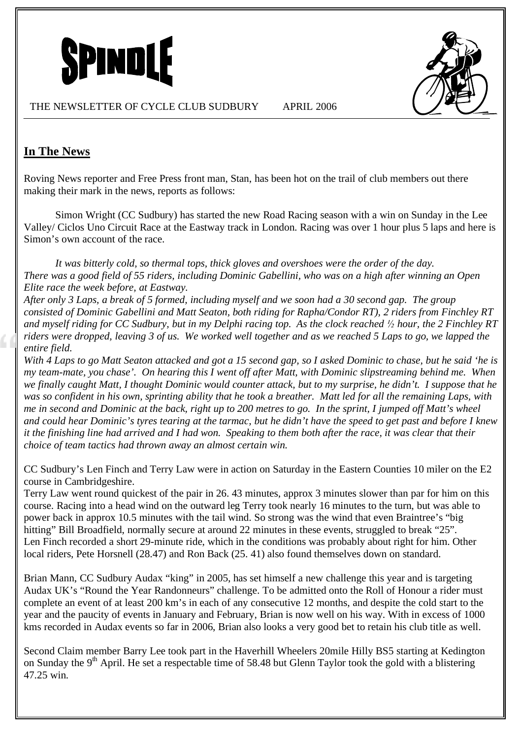# SPINDLE

THE NEWSLETTER OF CYCLE CLUB SUDBURY APRIL 2006

## In The News

Roving News reporter and Free Press front man, Stan, has been hot on the trail of club members out there making their mark in the news, reports as follows:

Simon Wright (CC Sudbury) has started the new Road Racing season with a win on Sunday in the Lee Valley/ Ciclos Uno Circuit Race at the Eastway track in London. Racing was over 1 hour plus 5 laps and here is Simon's own account of the race.

*It was bitterly cold, so thermal tops, thick gloves and overshoes were the order of the day. There was a good field of 55 riders, including Dominic Gabellini, who was on a high after winning an Open Elite race the week before, at Eastway.*
*After only 3 Laps, a break of 5 formed, including myself and we soon had a 30 second gap. The group consisted of Dominic Gabellini and Matt Seaton, both riding for Rapha/Condor RT), 2 riders from Finchley RT and myself riding for CC Sudbury, but in my Delphi racing top. As the clock reached ½ hour, the 2 Finchley RT riders were dropped, leaving 3 of us. We worked well together and as we reached 5 Laps to go, we lapped the entire field.*
*With 4 Laps to go Matt Seaton attacked and got a 15 second gap, so I asked Dominic to chase, but he said 'he is my team-mate, you chase'. On hearing this I went off after Matt, with Dominic slipstreaming behind me. When we finally caught Matt, I thought Dominic would counter attack, but to my surprise, he didn't. I suppose that he was so confident in his own, sprinting ability that he took a breather. Matt led for all the remaining Laps, with me in second and Dominic at the back, right up to 200 metres to go. In the sprint, I jumped off Matt's wheel and could hear Dominic's tyres tearing at the tarmac, but he didn't have the speed to get past and before I knew it the finishing line had arrived and I had won. Speaking to them both after the race, it was clear that their choice of team tactics had thrown away an almost certain win.*

CC Sudbury's Len Finch and Terry Law were in action on Saturday in the Eastern Counties 10 miler on the E2 course in Cambridgeshire.
Terry Law went round quickest of the pair in 26. 43 minutes, approx 3 minutes slower than par for him on this course. Racing into a head wind on the outward leg Terry took nearly 16 minutes to the turn, but was able to power back in approx 10.5 minutes with the tail wind. So strong was the wind that even Braintree's "big hitting" Bill Broadfield, normally secure at around 22 minutes in these events, struggled to break "25".
Len Finch recorded a short 29-minute ride, which in the conditions was probably about right for him. Other local riders, Pete Horsnell (28.47) and Ron Back (25. 41) also found themselves down on standard.

Brian Mann, CC Sudbury Audax "king" in 2005, has set himself a new challenge this year and is targeting Audax UK's "Round the Year Randonneurs" challenge. To be admitted onto the Roll of Honour a rider must complete an event of at least 200 km's in each of any consecutive 12 months, and despite the cold start to the year and the paucity of events in January and February, Brian is now well on his way. With in excess of 1000 kms recorded in Audax events so far in 2006, Brian also looks a very good bet to retain his club title as well.

Second Claim member Barry Lee took part in the Haverhill Wheelers 20mile Hilly BS5 starting at Kedington on Sunday the 9th April. He set a respectable time of 58.48 but Glenn Taylor took the gold with a blistering 47.25 win.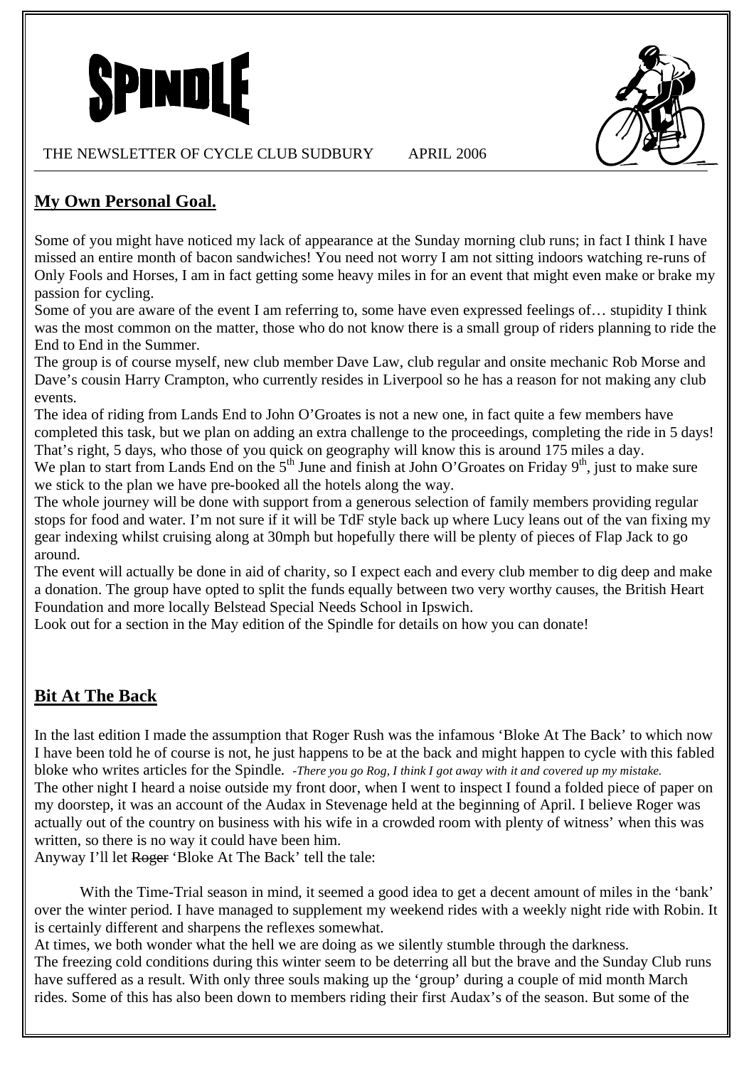# SPINDLE

THE NEWSLETTER OF CYCLE CLUB SUDBURY APRIL 2006

## My Own Personal Goal.

Some of you might have noticed my lack of appearance at the Sunday morning club runs; in fact I think I have missed an entire month of bacon sandwiches! You need not worry I am not sitting indoors watching re-runs of Only Fools and Horses, I am in fact getting some heavy miles in for an event that might even make or brake my passion for cycling.

Some of you are aware of the event I am referring to, some have even expressed feelings of… stupidity I think was the most common on the matter, those who do not know there is a small group of riders planning to ride the End to End in the Summer.

The group is of course myself, new club member Dave Law, club regular and onsite mechanic Rob Morse and Dave's cousin Harry Crampton, who currently resides in Liverpool so he has a reason for not making any club events.

The idea of riding from Lands End to John O'Groates is not a new one, in fact quite a few members have completed this task, but we plan on adding an extra challenge to the proceedings, completing the ride in 5 days! That's right, 5 days, who those of you quick on geography will know this is around 175 miles a day.

We plan to start from Lands End on the 5th June and finish at John O'Groates on Friday 9th, just to make sure we stick to the plan we have pre-booked all the hotels along the way.

The whole journey will be done with support from a generous selection of family members providing regular stops for food and water. I'm not sure if it will be TdF style back up where Lucy leans out of the van fixing my gear indexing whilst cruising along at 30mph but hopefully there will be plenty of pieces of Flap Jack to go around.

The event will actually be done in aid of charity, so I expect each and every club member to dig deep and make a donation. The group have opted to split the funds equally between two very worthy causes, the British Heart Foundation and more locally Belstead Special Needs School in Ipswich.

Look out for a section in the May edition of the Spindle for details on how you can donate!

## Bit At The Back

In the last edition I made the assumption that Roger Rush was the infamous 'Bloke At The Back' to which now I have been told he of course is not, he just happens to be at the back and might happen to cycle with this fabled bloke who writes articles for the Spindle. *-There you go Rog, I think I got away with it and covered up my mistake.*

The other night I heard a noise outside my front door, when I went to inspect I found a folded piece of paper on my doorstep, it was an account of the Audax in Stevenage held at the beginning of April. I believe Roger was actually out of the country on business with his wife in a crowded room with plenty of witness' when this was written, so there is no way it could have been him.

Anyway I'll let ~~Roger~~ 'Bloke At The Back' tell the tale:

With the Time-Trial season in mind, it seemed a good idea to get a decent amount of miles in the 'bank' over the winter period. I have managed to supplement my weekend rides with a weekly night ride with Robin. It is certainly different and sharpens the reflexes somewhat.

At times, we both wonder what the hell we are doing as we silently stumble through the darkness.

The freezing cold conditions during this winter seem to be deterring all but the brave and the Sunday Club runs have suffered as a result. With only three souls making up the 'group' during a couple of mid month March rides. Some of this has also been down to members riding their first Audax's of the season. But some of the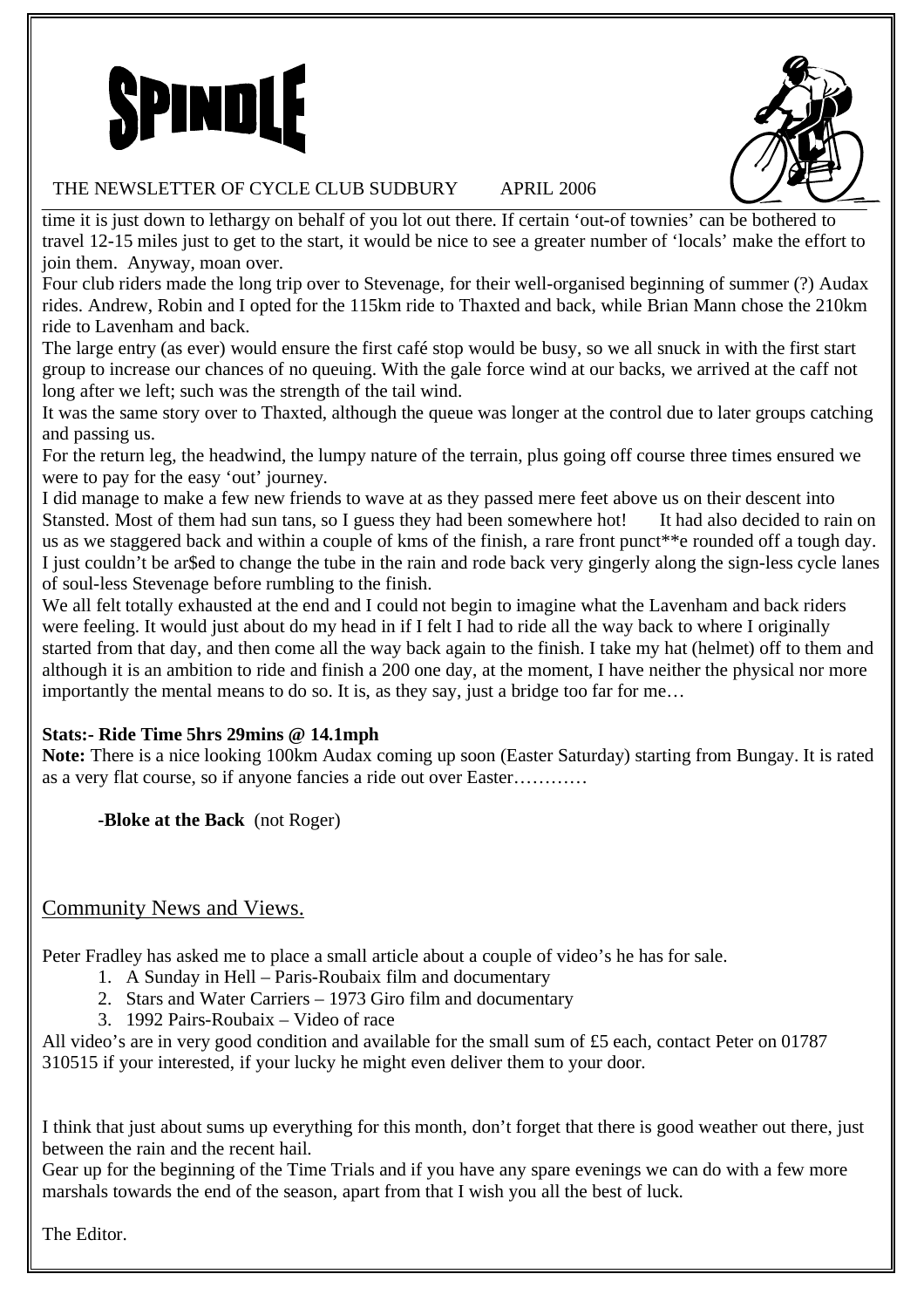time it is just down to lethargy on behalf of you lot out there. If certain 'out-of townies' can be bothered to travel 12-15 miles just to get to the start, it would be nice to see a greater number of 'locals' make the effort to join them. Anyway, moan over.

Four club riders made the long trip over to Stevenage, for their well-organised beginning of summer (?) Audax rides. Andrew, Robin and I opted for the 115km ride to Thaxted and back, while Brian Mann chose the 210km ride to Lavenham and back.

The large entry (as ever) would ensure the first café stop would be busy, so we all snuck in with the first start group to increase our chances of no queuing. With the gale force wind at our backs, we arrived at the caff not long after we left; such was the strength of the tail wind.

It was the same story over to Thaxted, although the queue was longer at the control due to later groups catching and passing us.

For the return leg, the headwind, the lumpy nature of the terrain, plus going off course three times ensured we were to pay for the easy 'out' journey.

I did manage to make a few new friends to wave at as they passed mere feet above us on their descent into Stansted. Most of them had sun tans, so I guess they had been somewhere hot! It had also decided to rain on us as we staggered back and within a couple of kms of the finish, a rare front punct**e rounded off a tough day. I just couldn't be ar$ed to change the tube in the rain and rode back very gingerly along the sign-less cycle lanes of soul-less Stevenage before rumbling to the finish.

We all felt totally exhausted at the end and I could not begin to imagine what the Lavenham and back riders were feeling. It would just about do my head in if I felt I had to ride all the way back to where I originally started from that day, and then come all the way back again to the finish. I take my hat (helmet) off to them and although it is an ambition to ride and finish a 200 one day, at the moment, I have neither the physical nor more importantly the mental means to do so. It is, as they say, just a bridge too far for me…

**Stats:- Ride Time 5hrs 29mins @ 14.1mph**

**Note:** There is a nice looking 100km Audax coming up soon (Easter Saturday) starting from Bungay. It is rated as a very flat course, so if anyone fancies a ride out over Easter…………

**-Bloke at the Back** (not Roger)

## Community News and Views.

Peter Fradley has asked me to place a small article about a couple of video's he has for sale.

1. A Sunday in Hell – Paris-Roubaix film and documentary
2. Stars and Water Carriers – 1973 Giro film and documentary
3. 1992 Pairs-Roubaix – Video of race

All video's are in very good condition and available for the small sum of £5 each, contact Peter on 01787 310515 if your interested, if your lucky he might even deliver them to your door.

I think that just about sums up everything for this month, don't forget that there is good weather out there, just between the rain and the recent hail.

Gear up for the beginning of the Time Trials and if you have any spare evenings we can do with a few more marshals towards the end of the season, apart from that I wish you all the best of luck.

The Editor.